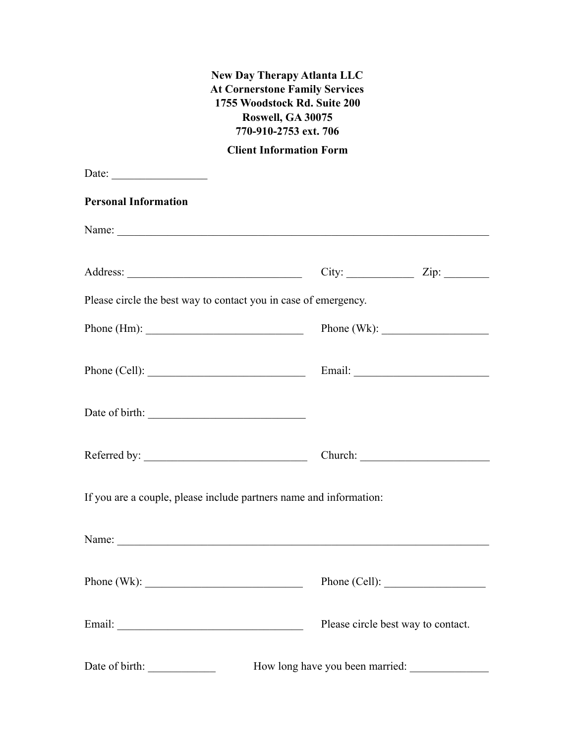**New Day Therapy Atlanta LLC**
**At Cornerstone Family Services**
**1755 Woodstock Rd. Suite 200**
**Roswell, GA 30075**
**770-910-2753 ext. 706**

**Client Information Form**

Date: _________________

**Personal Information**

Name: ____________________________________________________________________

Address: ________________________________ City: ____________ Zip: ________

Please circle the best way to contact you in case of emergency.

Phone (Hm): ____________________________ Phone (Wk): ___________________

Phone (Cell): ____________________________ Email: ________________________

Date of birth: ____________________________

Referred by: _____________________________ Church: _______________________

If you are a couple, please include partners name and information:

Name: ____________________________________________________________________

Phone (Wk): ____________________________ Phone (Cell): __________________

Email: _________________________________ Please circle best way to contact.

Date of birth: ____________ How long have you been married: ______________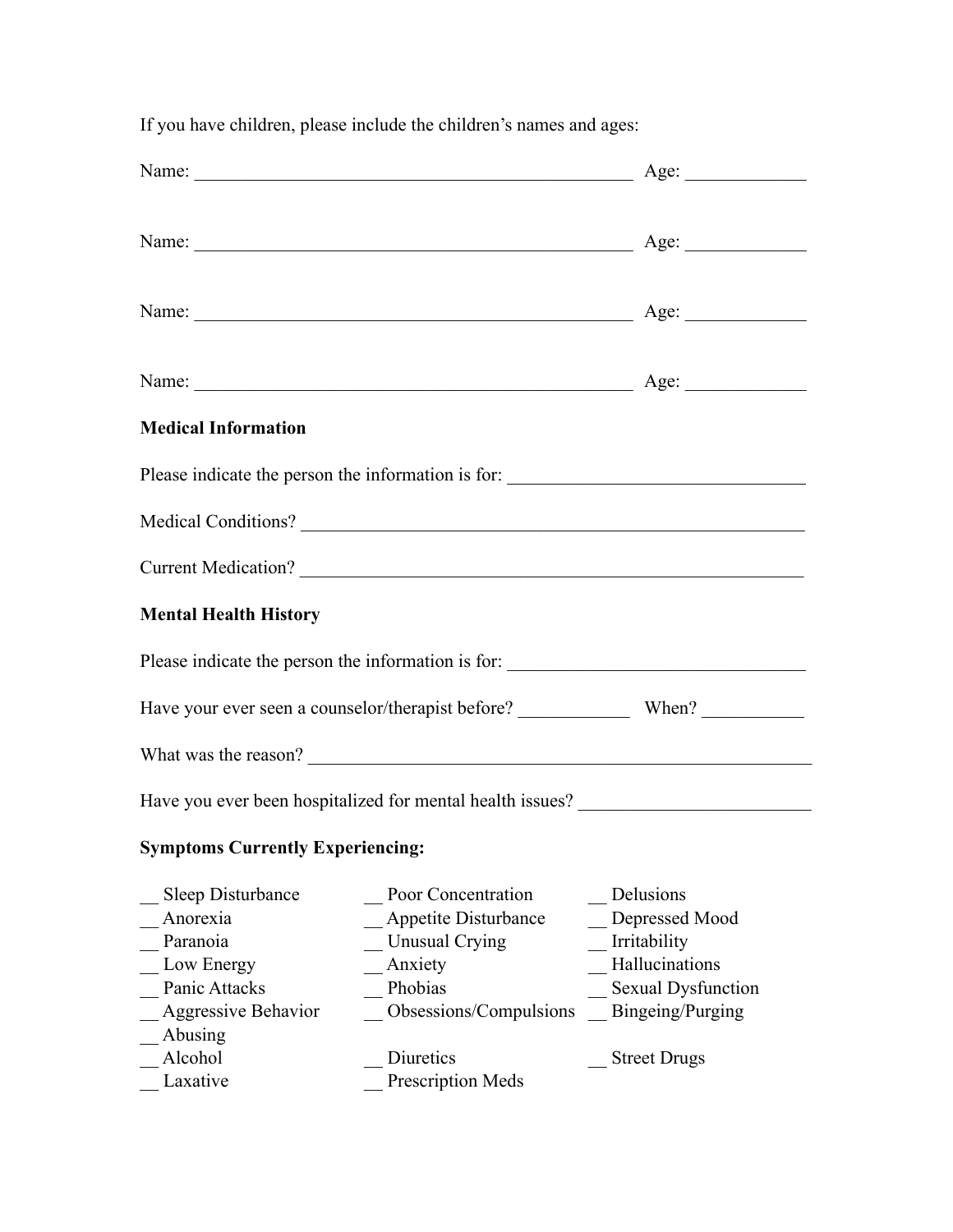If you have children, please include the children's names and ages:

Name: _______________________________________________ Age: ____________

Name: _______________________________________________ Age: ____________

Name: _______________________________________________ Age: ____________

Name: _______________________________________________ Age: ____________

**Medical Information**

Please indicate the person the information is for: _______________________________

Medical Conditions? ________________________________________________________

Current Medication? ________________________________________________________

**Mental Health History**

Please indicate the person the information is for: _______________________________

Have your ever seen a counselor/therapist before? ___________ When? __________

What was the reason? _______________________________________________________

Have you ever been hospitalized for mental health issues? _______________________

**Symptoms Currently Experiencing:**

__ Sleep Disturbance
__ Anorexia
__ Paranoia
__ Low Energy
__ Panic Attacks
__ Aggressive Behavior
__ Poor Concentration
__ Appetite Disturbance
__ Unusual Crying
__ Anxiety
__ Phobias
__ Obsessions/Compulsions
__ Delusions
__ Depressed Mood
__ Irritability
__ Hallucinations
__ Sexual Dysfunction
__ Bingeing/Purging

__ Abusing
__ Alcohol
__ Laxative
__ Diuretics
__ Prescription Meds
__ Street Drugs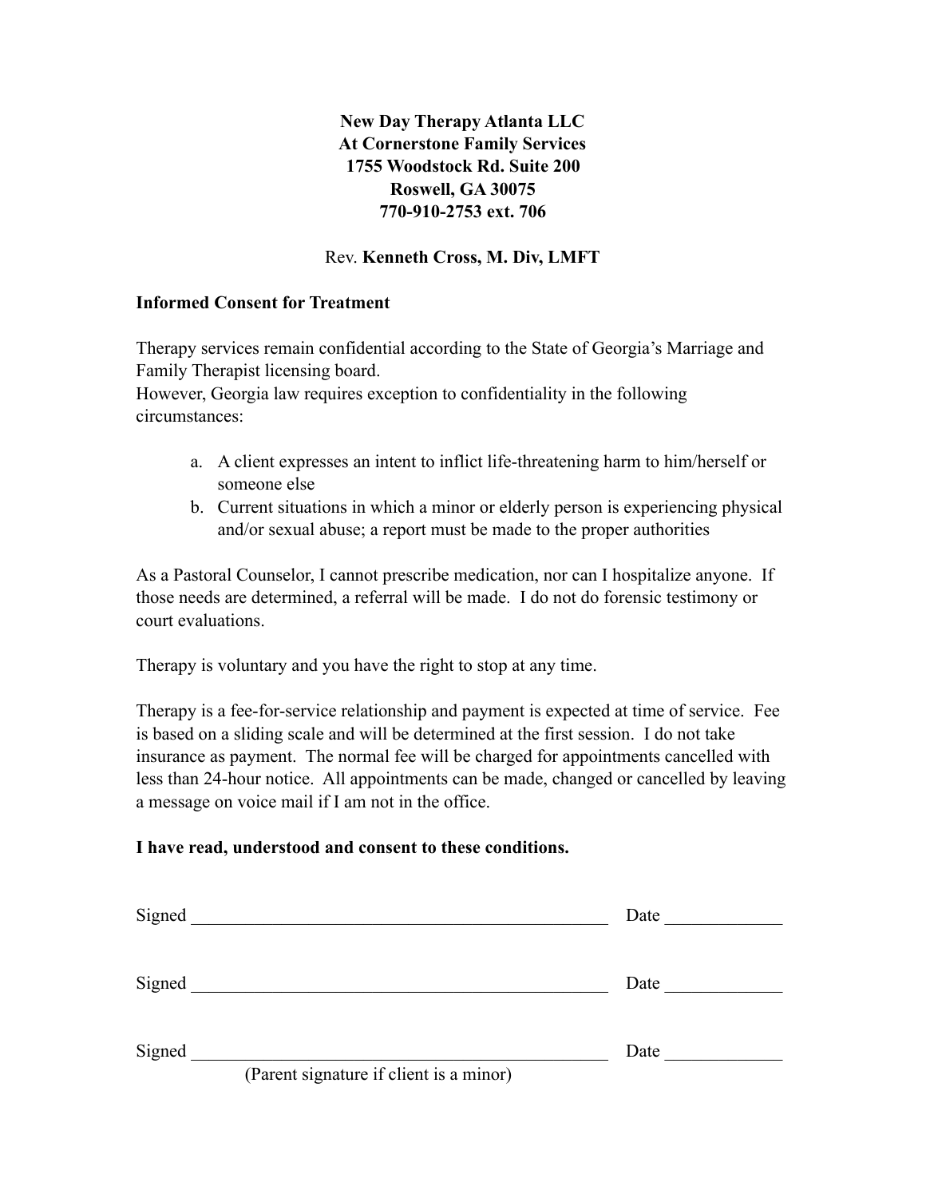**New Day Therapy Atlanta LLC**
**At Cornerstone Family Services**
**1755 Woodstock Rd. Suite 200**
**Roswell, GA 30075**
**770-910-2753 ext. 706**

Rev. **Kenneth Cross, M. Div, LMFT**

**Informed Consent for Treatment**

Therapy services remain confidential according to the State of Georgia's Marriage and Family Therapist licensing board.
However, Georgia law requires exception to confidentiality in the following circumstances:

a. A client expresses an intent to inflict life-threatening harm to him/herself or someone else
b. Current situations in which a minor or elderly person is experiencing physical and/or sexual abuse; a report must be made to the proper authorities

As a Pastoral Counselor, I cannot prescribe medication, nor can I hospitalize anyone. If those needs are determined, a referral will be made. I do not do forensic testimony or court evaluations.

Therapy is voluntary and you have the right to stop at any time.

Therapy is a fee-for-service relationship and payment is expected at time of service. Fee is based on a sliding scale and will be determined at the first session. I do not take insurance as payment. The normal fee will be charged for appointments cancelled with less than 24-hour notice. All appointments can be made, changed or cancelled by leaving a message on voice mail if I am not in the office.

**I have read, understood and consent to these conditions.**

Signed _______________________________________________ Date _____________

Signed _______________________________________________ Date _____________

Signed _______________________________________________ Date _____________
(Parent signature if client is a minor)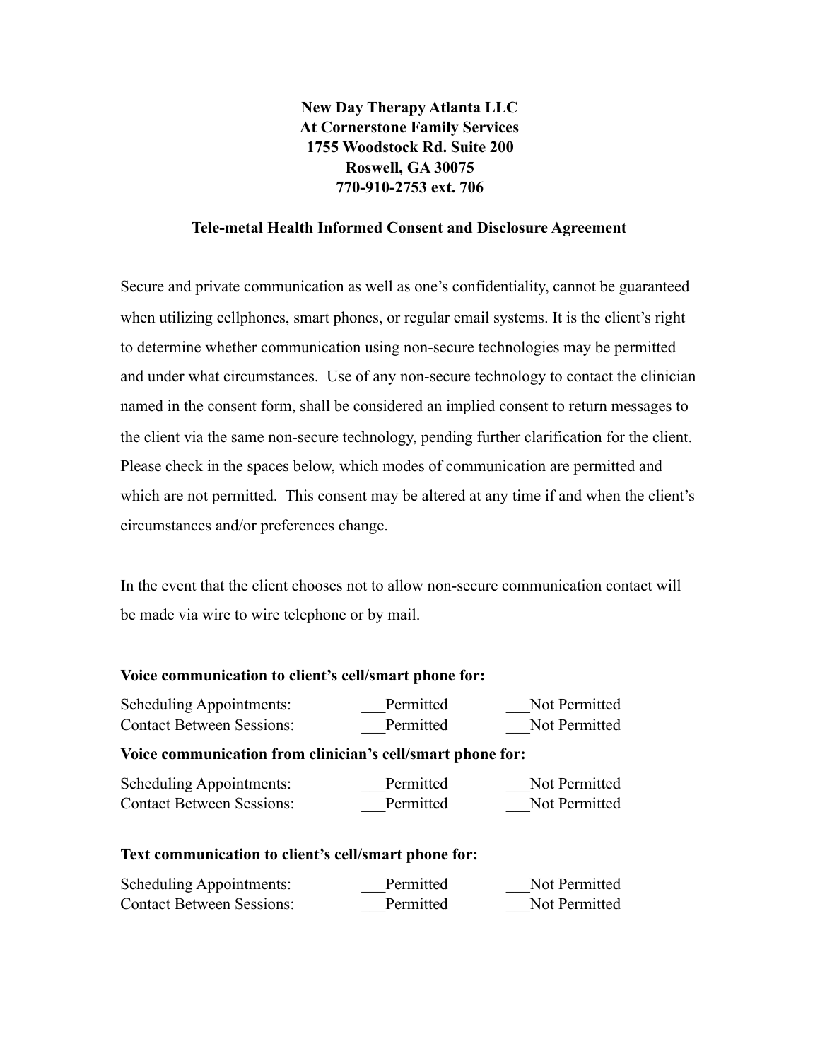**New Day Therapy Atlanta LLC**
**At Cornerstone Family Services**
**1755 Woodstock Rd. Suite 200**
**Roswell, GA 30075**
**770-910-2753 ext. 706**

**Tele-metal Health Informed Consent and Disclosure Agreement**

Secure and private communication as well as one's confidentiality, cannot be guaranteed when utilizing cellphones, smart phones, or regular email systems. It is the client's right to determine whether communication using non-secure technologies may be permitted and under what circumstances. Use of any non-secure technology to contact the clinician named in the consent form, shall be considered an implied consent to return messages to the client via the same non-secure technology, pending further clarification for the client. Please check in the spaces below, which modes of communication are permitted and which are not permitted. This consent may be altered at any time if and when the client's circumstances and/or preferences change.

In the event that the client chooses not to allow non-secure communication contact will be made via wire to wire telephone or by mail.

**Voice communication to client's cell/smart phone for:**

| | | |
|---|---|---|
| Scheduling Appointments: | ___Permitted | ___Not Permitted |
| Contact Between Sessions: | ___Permitted | ___Not Permitted |

**Voice communication from clinician's cell/smart phone for:**

| | | |
|---|---|---|
| Scheduling Appointments: | ___Permitted | ___Not Permitted |
| Contact Between Sessions: | ___Permitted | ___Not Permitted |

**Text communication to client's cell/smart phone for:**

| | | |
|---|---|---|
| Scheduling Appointments: | ___Permitted | ___Not Permitted |
| Contact Between Sessions: | ___Permitted | ___Not Permitted |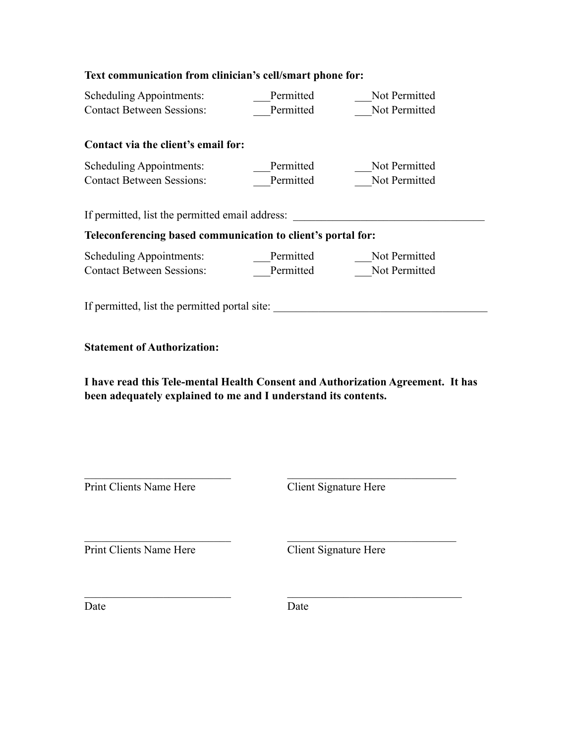**Text communication from clinician's cell/smart phone for:**

| | | |
|---|---|---|
| Scheduling Appointments: | ___Permitted | ___Not Permitted |
| Contact Between Sessions: | ___Permitted | ___Not Permitted |

**Contact via the client's email for:**

| | | |
|---|---|---|
| Scheduling Appointments: | ___Permitted | ___Not Permitted |
| Contact Between Sessions: | ___Permitted | ___Not Permitted |

If permitted, list the permitted email address: ________________________________

**Teleconferencing based communication to client's portal for:**

| | | |
|---|---|---|
| Scheduling Appointments: | ___Permitted | ___Not Permitted |
| Contact Between Sessions: | ___Permitted | ___Not Permitted |

If permitted, list the permitted portal site: ____________________________________

**Statement of Authorization:**

**I have read this Tele-mental Health Consent and Authorization Agreement. It has been adequately explained to me and I understand its contents.**

| | |
|---|---|
| _________________________ | _____________________________ |
| Print Clients Name Here | Client Signature Here |
| _________________________ | _____________________________ |
| Print Clients Name Here | Client Signature Here |
| _________________________ | _____________________________ |
| Date | Date |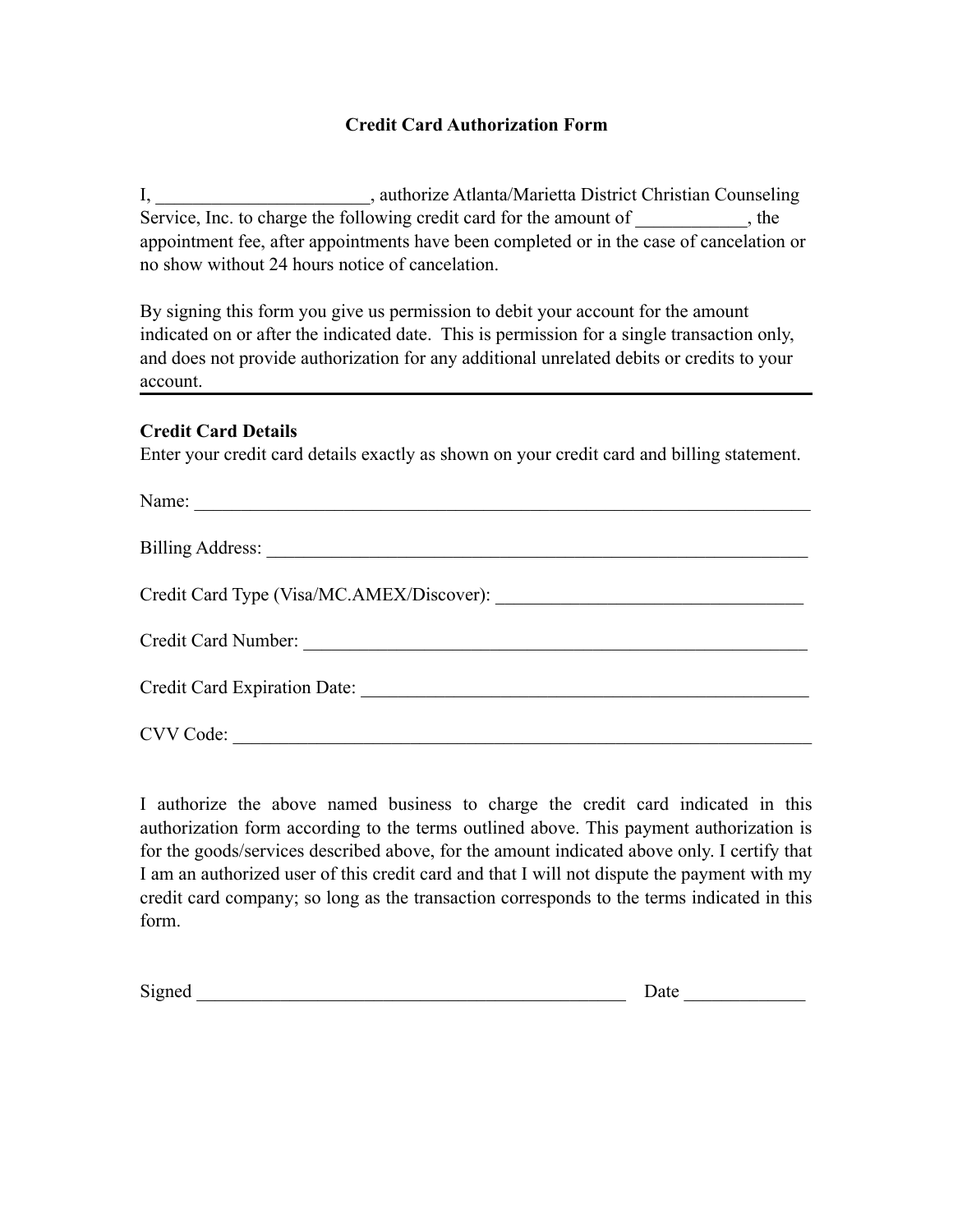# Credit Card Authorization Form

I, _______________________, authorize Atlanta/Marietta District Christian Counseling Service, Inc. to charge the following credit card for the amount of ____________, the appointment fee, after appointments have been completed or in the case of cancelation or no show without 24 hours notice of cancelation.

By signing this form you give us permission to debit your account for the amount indicated on or after the indicated date. This is permission for a single transaction only, and does not provide authorization for any additional unrelated debits or credits to your account.

---

**Credit Card Details**

Enter your credit card details exactly as shown on your credit card and billing statement.

Name: ______________________________________________________________________

Billing Address: _______________________________________________________________

Credit Card Type (Visa/MC.AMEX/Discover): __________________________________

Credit Card Number: ____________________________________________________________

Credit Card Expiration Date: ______________________________________________________

CVV Code: ___________________________________________________________________

I authorize the above named business to charge the credit card indicated in this authorization form according to the terms outlined above. This payment authorization is for the goods/services described above, for the amount indicated above only. I certify that I am an authorized user of this credit card and that I will not dispute the payment with my credit card company; so long as the transaction corresponds to the terms indicated in this form.

Signed ________________________________________________ Date _____________